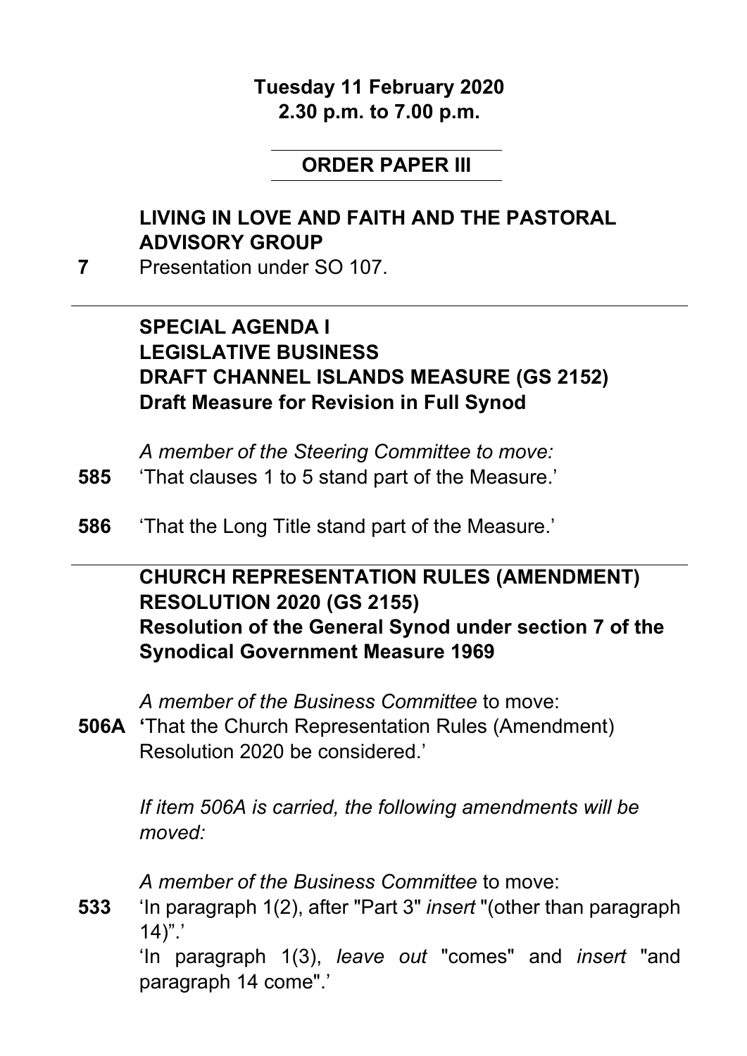**Tuesday 11 February 2020**
**2.30 p.m. to 7.00 p.m.**

## ORDER PAPER III

### LIVING IN LOVE AND FAITH AND THE PASTORAL ADVISORY GROUP

**7** Presentation under SO 107.

---

### SPECIAL AGENDA I
### LEGISLATIVE BUSINESS
### DRAFT CHANNEL ISLANDS MEASURE (GS 2152)
**Draft Measure for Revision in Full Synod**

*A member of the Steering Committee to move:*

**585** 'That clauses 1 to 5 stand part of the Measure.'

**586** 'That the Long Title stand part of the Measure.'

---

### CHURCH REPRESENTATION RULES (AMENDMENT) RESOLUTION 2020 (GS 2155)
**Resolution of the General Synod under section 7 of the Synodical Government Measure 1969**

*A member of the Business Committee* to move:

**506A** **'**That the Church Representation Rules (Amendment) Resolution 2020 be considered.'

*If item 506A is carried, the following amendments will be moved:*

*A member of the Business Committee* to move:

**533** 'In paragraph 1(2), after "Part 3" *insert* "(other than paragraph 14)".'

'In paragraph 1(3), *leave out* "comes" and *insert* "and paragraph 14 come".'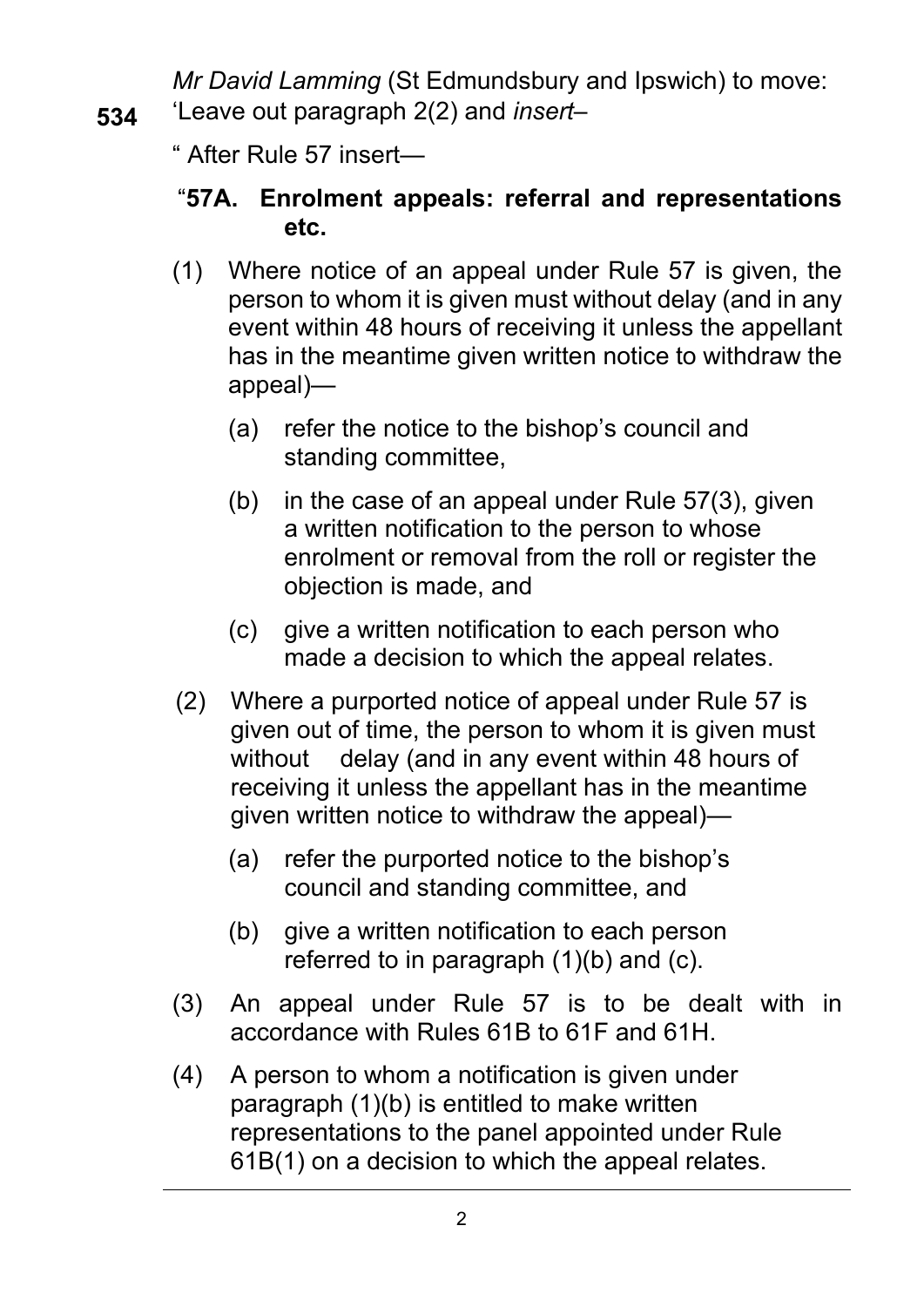*Mr David Lamming* (St Edmundsbury and Ipswich) to move:

**534** 'Leave out paragraph 2(2) and *insert*–

" After Rule 57 insert—

"**57A. Enrolment appeals: referral and representations etc.**

(1) Where notice of an appeal under Rule 57 is given, the person to whom it is given must without delay (and in any event within 48 hours of receiving it unless the appellant has in the meantime given written notice to withdraw the appeal)—

(a) refer the notice to the bishop's council and standing committee,

(b) in the case of an appeal under Rule 57(3), given a written notification to the person to whose enrolment or removal from the roll or register the objection is made, and

(c) give a written notification to each person who made a decision to which the appeal relates.

(2) Where a purported notice of appeal under Rule 57 is given out of time, the person to whom it is given must without delay (and in any event within 48 hours of receiving it unless the appellant has in the meantime given written notice to withdraw the appeal)—

(a) refer the purported notice to the bishop's council and standing committee, and

(b) give a written notification to each person referred to in paragraph (1)(b) and (c).

(3) An appeal under Rule 57 is to be dealt with in accordance with Rules 61B to 61F and 61H.

(4) A person to whom a notification is given under paragraph (1)(b) is entitled to make written representations to the panel appointed under Rule 61B(1) on a decision to which the appeal relates.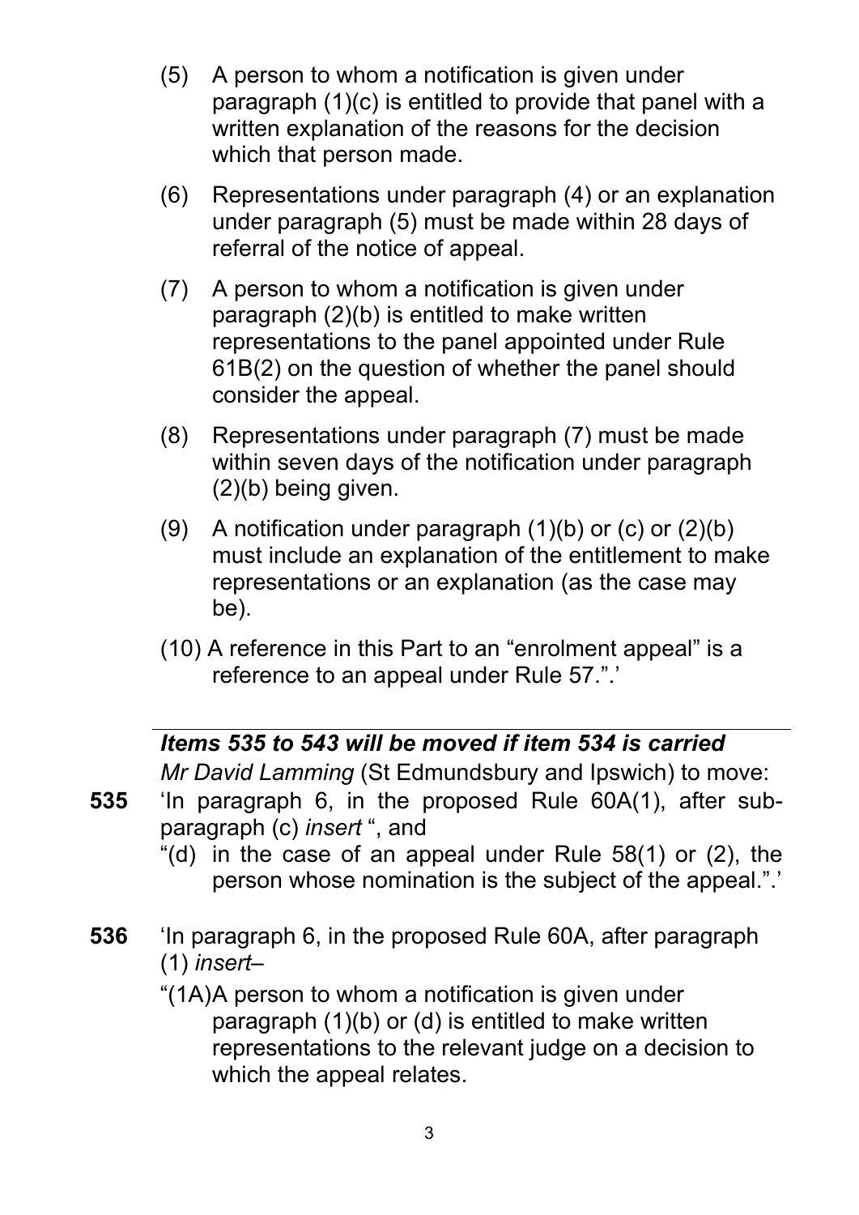(5) A person to whom a notification is given under paragraph (1)(c) is entitled to provide that panel with a written explanation of the reasons for the decision which that person made.

(6) Representations under paragraph (4) or an explanation under paragraph (5) must be made within 28 days of referral of the notice of appeal.

(7) A person to whom a notification is given under paragraph (2)(b) is entitled to make written representations to the panel appointed under Rule 61B(2) on the question of whether the panel should consider the appeal.

(8) Representations under paragraph (7) must be made within seven days of the notification under paragraph (2)(b) being given.

(9) A notification under paragraph (1)(b) or (c) or (2)(b) must include an explanation of the entitlement to make representations or an explanation (as the case may be).

(10) A reference in this Part to an "enrolment appeal" is a reference to an appeal under Rule 57.".'

***Items 535 to 543 will be moved if item 534 is carried***

*Mr David Lamming* (St Edmundsbury and Ipswich) to move:

**535** 'In paragraph 6, in the proposed Rule 60A(1), after sub-paragraph (c) *insert* ", and

"(d) in the case of an appeal under Rule 58(1) or (2), the person whose nomination is the subject of the appeal.".'

**536** 'In paragraph 6, in the proposed Rule 60A, after paragraph (1) *insert*–

"(1A) A person to whom a notification is given under paragraph (1)(b) or (d) is entitled to make written representations to the relevant judge on a decision to which the appeal relates.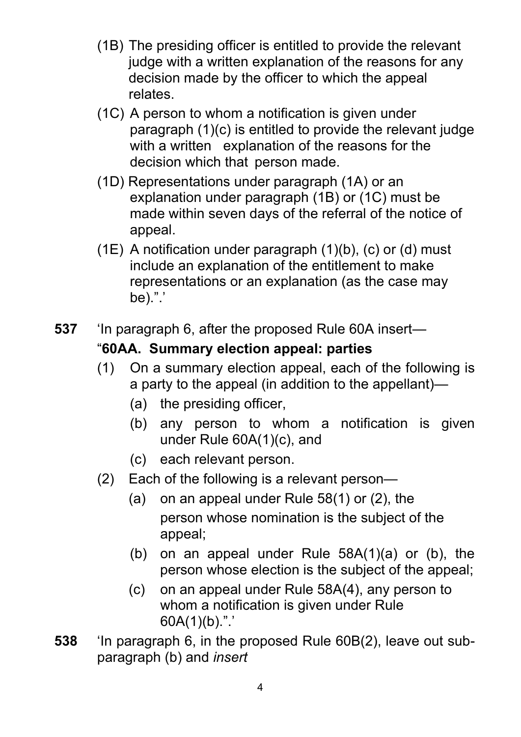(1B) The presiding officer is entitled to provide the relevant judge with a written explanation of the reasons for any decision made by the officer to which the appeal relates.

(1C) A person to whom a notification is given under paragraph (1)(c) is entitled to provide the relevant judge with a written explanation of the reasons for the decision which that person made.

(1D) Representations under paragraph (1A) or an explanation under paragraph (1B) or (1C) must be made within seven days of the referral of the notice of appeal.

(1E) A notification under paragraph (1)(b), (c) or (d) must include an explanation of the entitlement to make representations or an explanation (as the case may be).".'

**537** 'In paragraph 6, after the proposed Rule 60A insert—

"**60AA. Summary election appeal: parties**

(1) On a summary election appeal, each of the following is a party to the appeal (in addition to the appellant)—

(a) the presiding officer,

(b) any person to whom a notification is given under Rule 60A(1)(c), and

(c) each relevant person.

(2) Each of the following is a relevant person—

(a) on an appeal under Rule 58(1) or (2), the person whose nomination is the subject of the appeal;

(b) on an appeal under Rule 58A(1)(a) or (b), the person whose election is the subject of the appeal;

(c) on an appeal under Rule 58A(4), any person to whom a notification is given under Rule 60A(1)(b).".'

**538** 'In paragraph 6, in the proposed Rule 60B(2), leave out sub-paragraph (b) and *insert*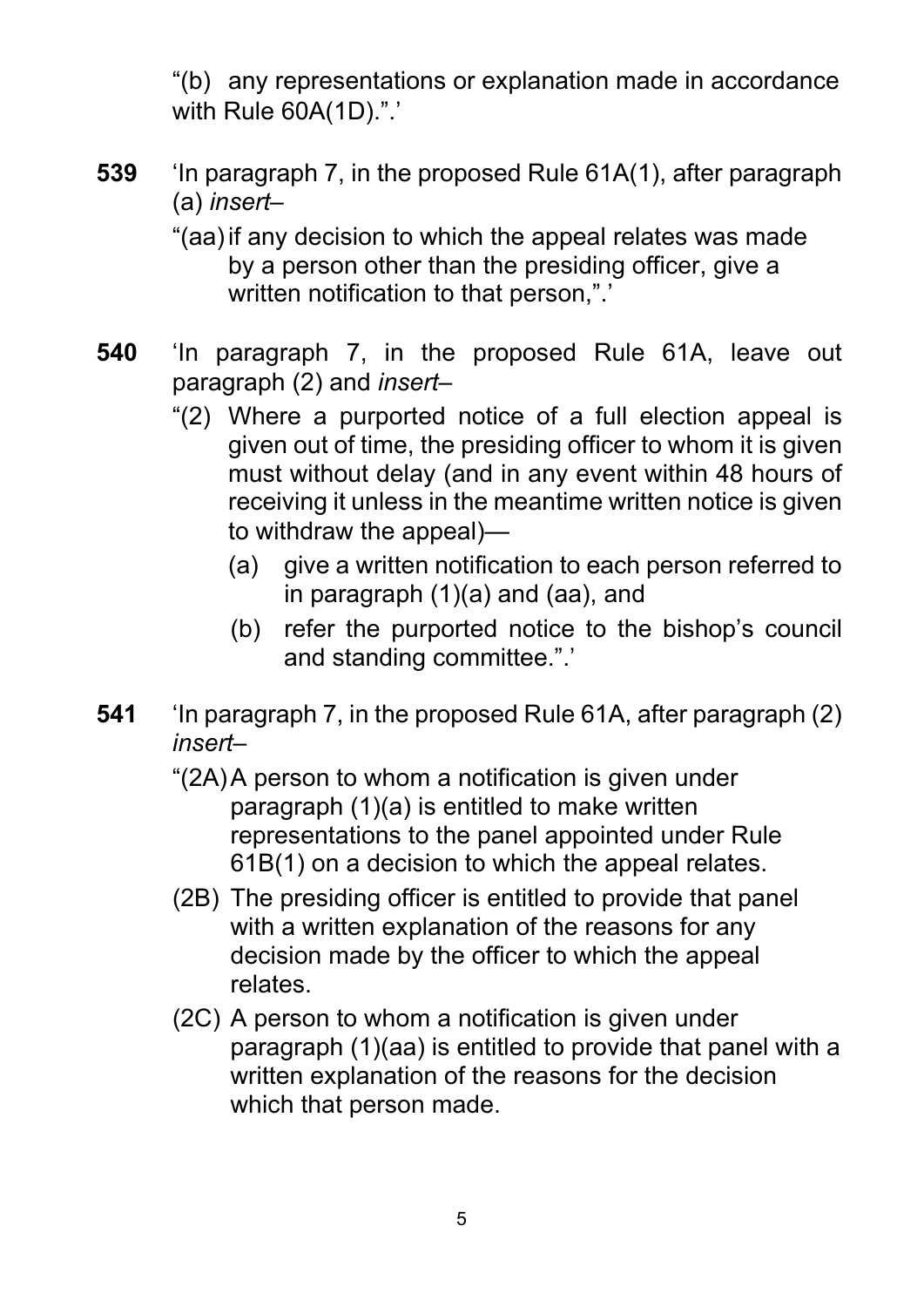"(b) any representations or explanation made in accordance with Rule 60A(1D).".'

**539** 'In paragraph 7, in the proposed Rule 61A(1), after paragraph (a) *insert*–

"(aa) if any decision to which the appeal relates was made by a person other than the presiding officer, give a written notification to that person,".'

**540** 'In paragraph 7, in the proposed Rule 61A, leave out paragraph (2) and *insert*–

"(2) Where a purported notice of a full election appeal is given out of time, the presiding officer to whom it is given must without delay (and in any event within 48 hours of receiving it unless in the meantime written notice is given to withdraw the appeal)—

(a) give a written notification to each person referred to in paragraph (1)(a) and (aa), and

(b) refer the purported notice to the bishop's council and standing committee.".'

**541** 'In paragraph 7, in the proposed Rule 61A, after paragraph (2) *insert*–

"(2A) A person to whom a notification is given under paragraph (1)(a) is entitled to make written representations to the panel appointed under Rule 61B(1) on a decision to which the appeal relates.

(2B) The presiding officer is entitled to provide that panel with a written explanation of the reasons for any decision made by the officer to which the appeal relates.

(2C) A person to whom a notification is given under paragraph (1)(aa) is entitled to provide that panel with a written explanation of the reasons for the decision which that person made.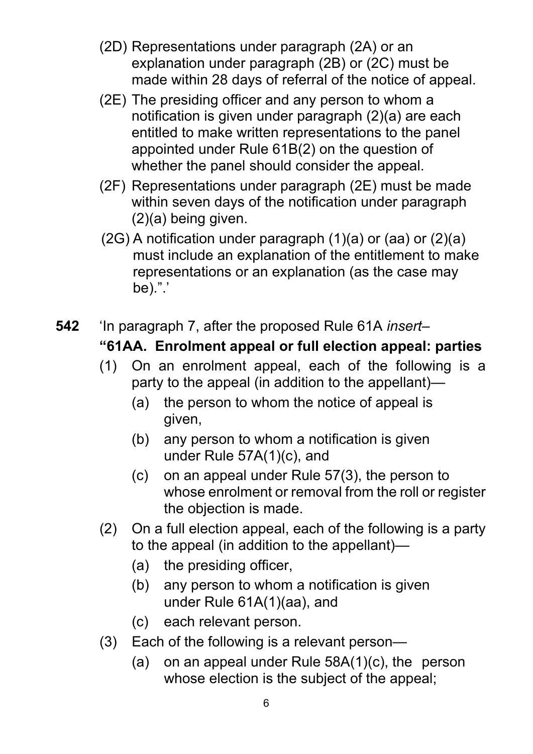(2D) Representations under paragraph (2A) or an explanation under paragraph (2B) or (2C) must be made within 28 days of referral of the notice of appeal.

(2E) The presiding officer and any person to whom a notification is given under paragraph (2)(a) are each entitled to make written representations to the panel appointed under Rule 61B(2) on the question of whether the panel should consider the appeal.

(2F) Representations under paragraph (2E) must be made within seven days of the notification under paragraph (2)(a) being given.

(2G) A notification under paragraph (1)(a) or (aa) or (2)(a) must include an explanation of the entitlement to make representations or an explanation (as the case may be).".'

**542** 'In paragraph 7, after the proposed Rule 61A *insert*–

**"61AA. Enrolment appeal or full election appeal: parties**

(1) On an enrolment appeal, each of the following is a party to the appeal (in addition to the appellant)—

(a) the person to whom the notice of appeal is given,

(b) any person to whom a notification is given under Rule 57A(1)(c), and

(c) on an appeal under Rule 57(3), the person to whose enrolment or removal from the roll or register the objection is made.

(2) On a full election appeal, each of the following is a party to the appeal (in addition to the appellant)—

(a) the presiding officer,

(b) any person to whom a notification is given under Rule 61A(1)(aa), and

(c) each relevant person.

(3) Each of the following is a relevant person—

(a) on an appeal under Rule 58A(1)(c), the person whose election is the subject of the appeal;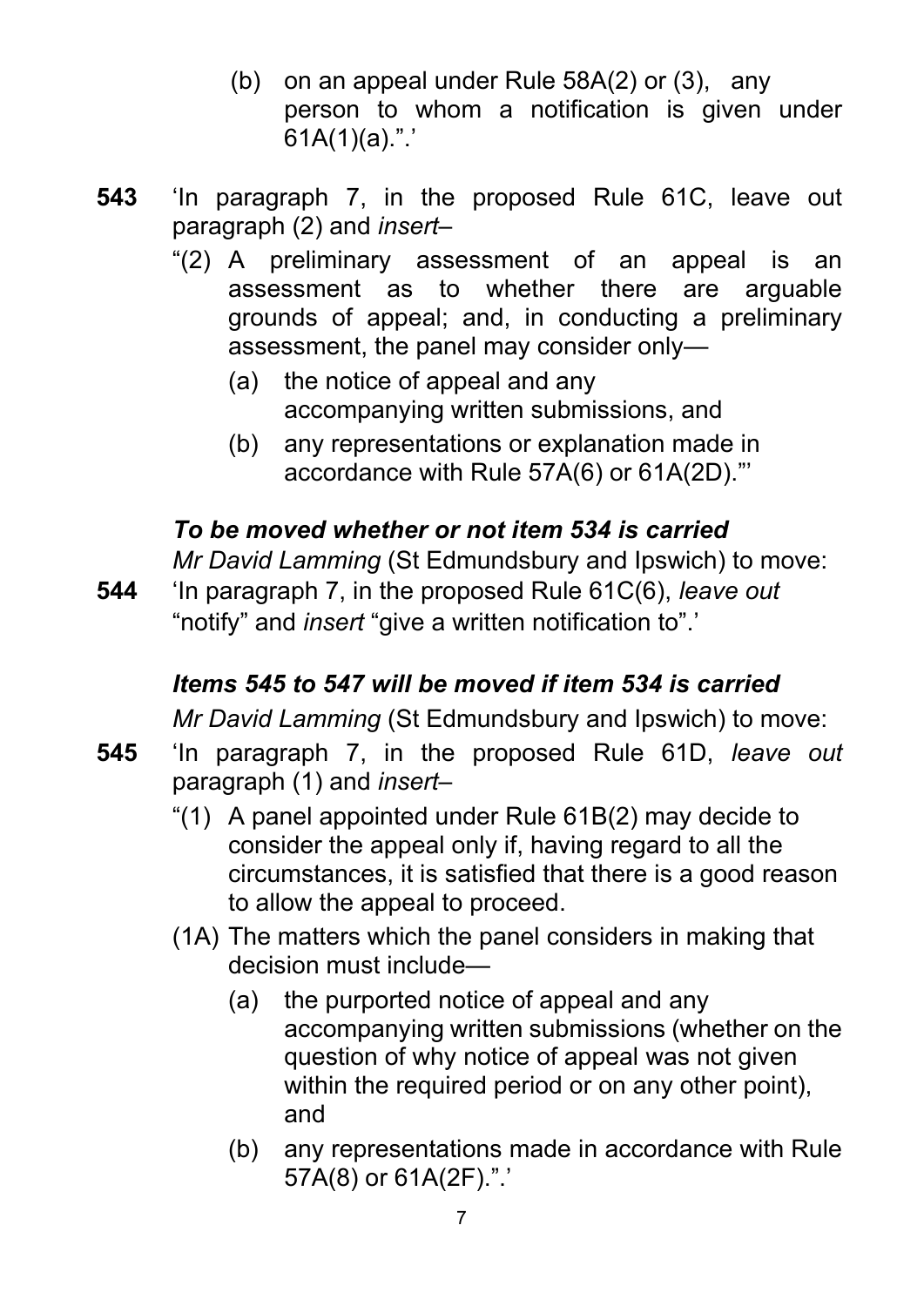(b) on an appeal under Rule 58A(2) or (3), any person to whom a notification is given under 61A(1)(a).”.’

**543** ‘In paragraph 7, in the proposed Rule 61C, leave out paragraph (2) and *insert*–

“(2) A preliminary assessment of an appeal is an assessment as to whether there are arguable grounds of appeal; and, in conducting a preliminary assessment, the panel may consider only—

(a) the notice of appeal and any accompanying written submissions, and

(b) any representations or explanation made in accordance with Rule 57A(6) or 61A(2D).”’

***To be moved whether or not item 534 is carried***

*Mr David Lamming* (St Edmundsbury and Ipswich) to move:

**544** ‘In paragraph 7, in the proposed Rule 61C(6), *leave out* “notify” and *insert* “give a written notification to”.’

***Items 545 to 547 will be moved if item 534 is carried***

*Mr David Lamming* (St Edmundsbury and Ipswich) to move:

**545** ‘In paragraph 7, in the proposed Rule 61D, *leave out* paragraph (1) and *insert*–

“(1) A panel appointed under Rule 61B(2) may decide to consider the appeal only if, having regard to all the circumstances, it is satisfied that there is a good reason to allow the appeal to proceed.

(1A) The matters which the panel considers in making that decision must include—

(a) the purported notice of appeal and any accompanying written submissions (whether on the question of why notice of appeal was not given within the required period or on any other point), and

(b) any representations made in accordance with Rule 57A(8) or 61A(2F).”.’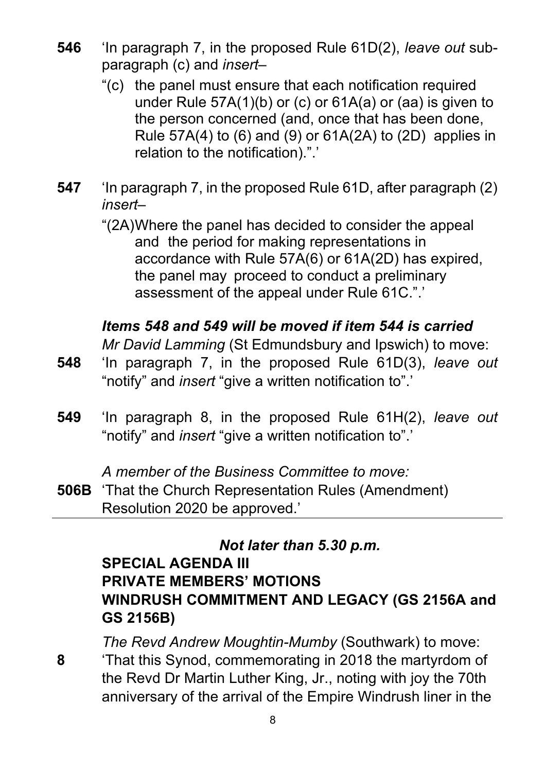**546** 'In paragraph 7, in the proposed Rule 61D(2), *leave out* sub-paragraph (c) and *insert*–

"(c) the panel must ensure that each notification required under Rule 57A(1)(b) or (c) or 61A(a) or (aa) is given to the person concerned (and, once that has been done, Rule 57A(4) to (6) and (9) or 61A(2A) to (2D) applies in relation to the notification).".'

**547** 'In paragraph 7, in the proposed Rule 61D, after paragraph (2) *insert*–

"(2A)Where the panel has decided to consider the appeal and the period for making representations in accordance with Rule 57A(6) or 61A(2D) has expired, the panel may proceed to conduct a preliminary assessment of the appeal under Rule 61C.".'

***Items 548 and 549 will be moved if item 544 is carried***

*Mr David Lamming* (St Edmundsbury and Ipswich) to move:

**548** 'In paragraph 7, in the proposed Rule 61D(3), *leave out* "notify" and *insert* "give a written notification to".'

**549** 'In paragraph 8, in the proposed Rule 61H(2), *leave out* "notify" and *insert* "give a written notification to".'

*A member of the Business Committee to move:*

**506B** 'That the Church Representation Rules (Amendment) Resolution 2020 be approved.'

---

***Not later than 5.30 p.m.***

## SPECIAL AGENDA III
## PRIVATE MEMBERS' MOTIONS
## WINDRUSH COMMITMENT AND LEGACY (GS 2156A and GS 2156B)

*The Revd Andrew Moughtin-Mumby* (Southwark) to move:

**8** 'That this Synod, commemorating in 2018 the martyrdom of the Revd Dr Martin Luther King, Jr., noting with joy the 70th anniversary of the arrival of the Empire Windrush liner in the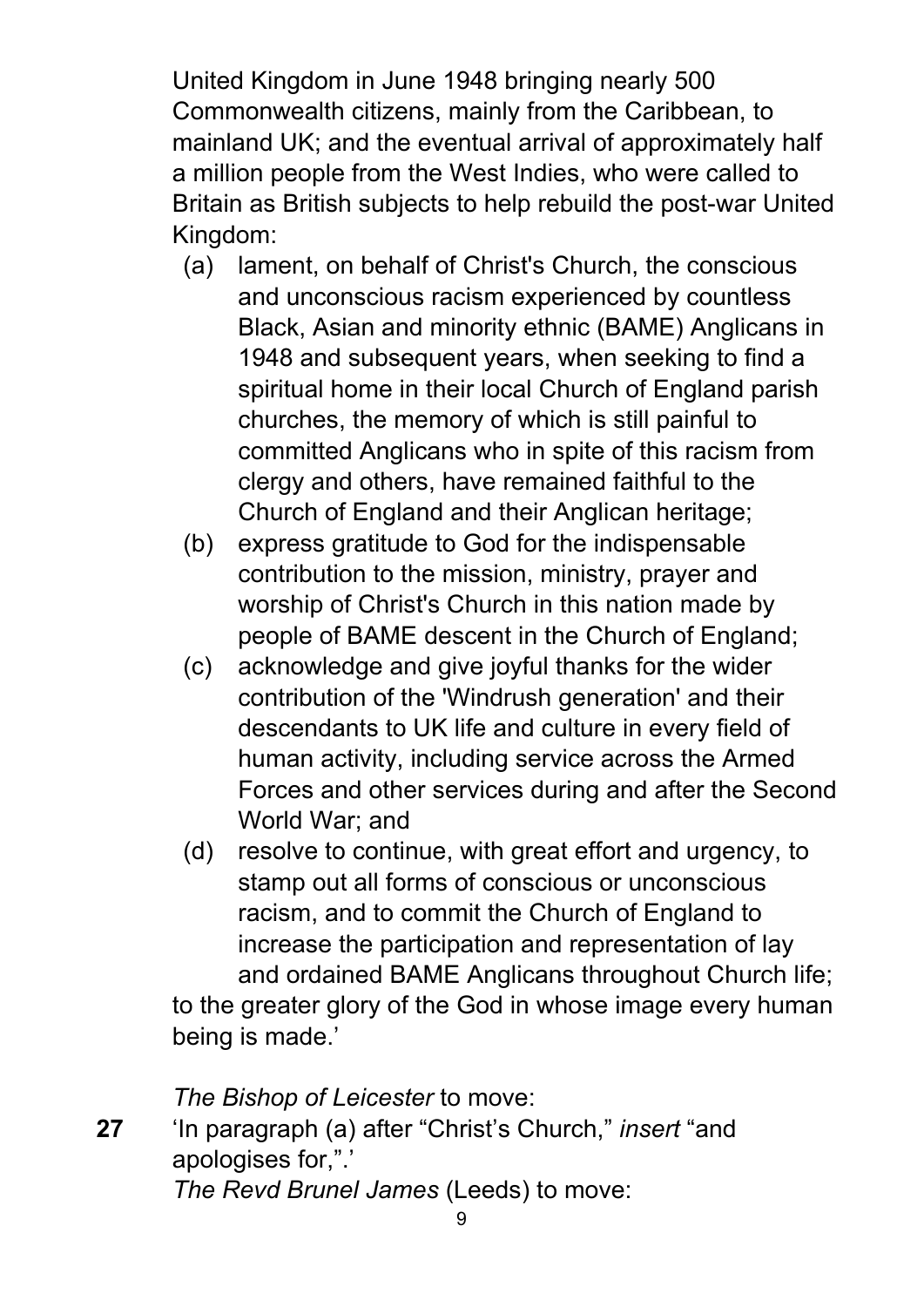United Kingdom in June 1948 bringing nearly 500 Commonwealth citizens, mainly from the Caribbean, to mainland UK; and the eventual arrival of approximately half a million people from the West Indies, who were called to Britain as British subjects to help rebuild the post-war United Kingdom:

(a) lament, on behalf of Christ's Church, the conscious and unconscious racism experienced by countless Black, Asian and minority ethnic (BAME) Anglicans in 1948 and subsequent years, when seeking to find a spiritual home in their local Church of England parish churches, the memory of which is still painful to committed Anglicans who in spite of this racism from clergy and others, have remained faithful to the Church of England and their Anglican heritage;

(b) express gratitude to God for the indispensable contribution to the mission, ministry, prayer and worship of Christ's Church in this nation made by people of BAME descent in the Church of England;

(c) acknowledge and give joyful thanks for the wider contribution of the 'Windrush generation' and their descendants to UK life and culture in every field of human activity, including service across the Armed Forces and other services during and after the Second World War; and

(d) resolve to continue, with great effort and urgency, to stamp out all forms of conscious or unconscious racism, and to commit the Church of England to increase the participation and representation of lay and ordained BAME Anglicans throughout Church life;

to the greater glory of the God in whose image every human being is made.'

*The Bishop of Leicester* to move:

**27** 'In paragraph (a) after "Christ's Church," *insert* "and apologises for,".'

*The Revd Brunel James* (Leeds) to move: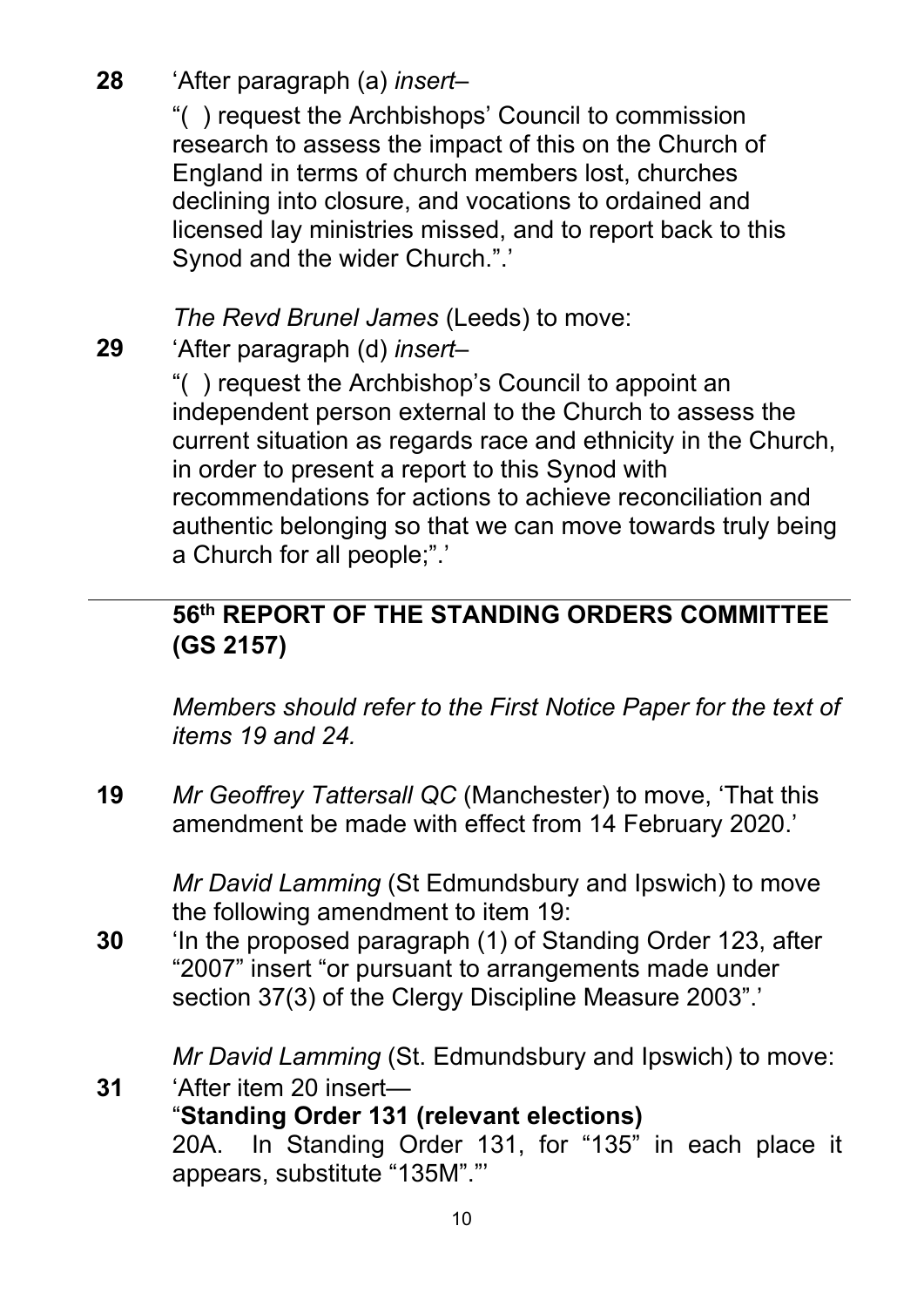**28** 'After paragraph (a) *insert*–

"( ) request the Archbishops' Council to commission research to assess the impact of this on the Church of England in terms of church members lost, churches declining into closure, and vocations to ordained and licensed lay ministries missed, and to report back to this Synod and the wider Church.".'

*The Revd Brunel James* (Leeds) to move:

**29** 'After paragraph (d) *insert*–

"( ) request the Archbishop's Council to appoint an independent person external to the Church to assess the current situation as regards race and ethnicity in the Church, in order to present a report to this Synod with recommendations for actions to achieve reconciliation and authentic belonging so that we can move towards truly being a Church for all people;".'

---

## 56th REPORT OF THE STANDING ORDERS COMMITTEE (GS 2157)

*Members should refer to the First Notice Paper for the text of items 19 and 24.*

**19** *Mr Geoffrey Tattersall QC* (Manchester) to move, 'That this amendment be made with effect from 14 February 2020.'

*Mr David Lamming* (St Edmundsbury and Ipswich) to move the following amendment to item 19:

**30** 'In the proposed paragraph (1) of Standing Order 123, after "2007" insert "or pursuant to arrangements made under section 37(3) of the Clergy Discipline Measure 2003".'

*Mr David Lamming* (St. Edmundsbury and Ipswich) to move:

**31** 'After item 20 insert—

"**Standing Order 131 (relevant elections)**

20A. In Standing Order 131, for "135" in each place it appears, substitute "135M".".'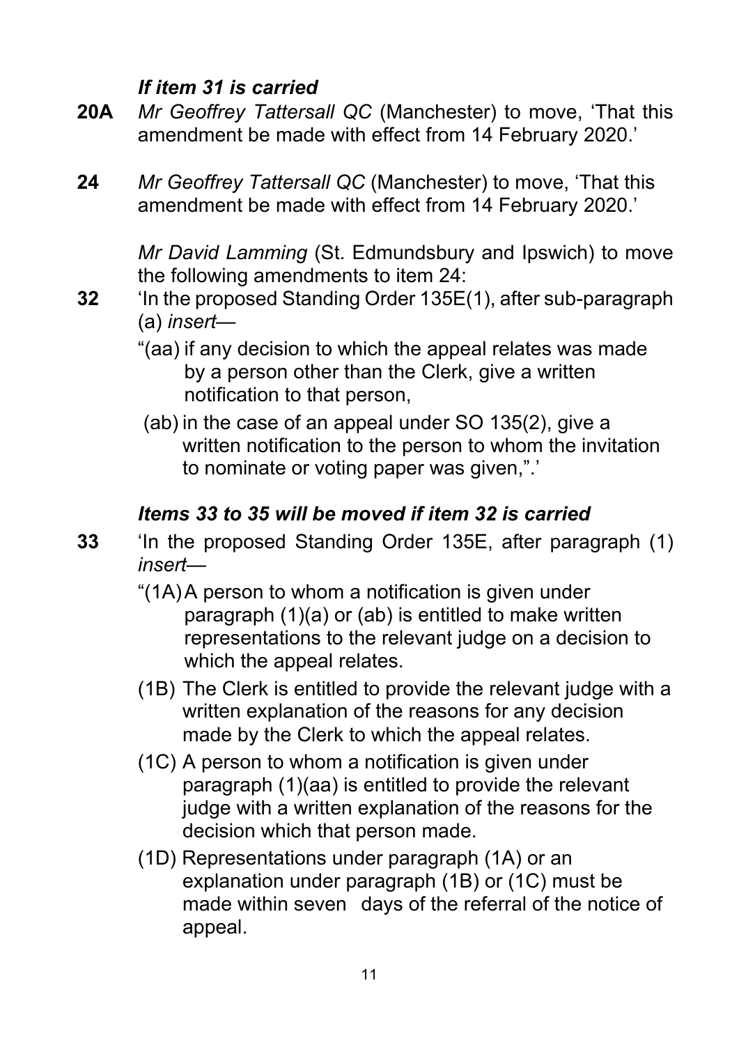*If item 31 is carried*

**20A** *Mr Geoffrey Tattersall QC* (Manchester) to move, 'That this amendment be made with effect from 14 February 2020.'

**24** *Mr Geoffrey Tattersall QC* (Manchester) to move, 'That this amendment be made with effect from 14 February 2020.'

*Mr David Lamming* (St. Edmundsbury and Ipswich) to move the following amendments to item 24:

**32** 'In the proposed Standing Order 135E(1), after sub-paragraph (a) *insert*—

"(aa) if any decision to which the appeal relates was made by a person other than the Clerk, give a written notification to that person,

(ab) in the case of an appeal under SO 135(2), give a written notification to the person to whom the invitation to nominate or voting paper was given,".'

***Items 33 to 35 will be moved if item 32 is carried***

**33** 'In the proposed Standing Order 135E, after paragraph (1) *insert*—

"(1A) A person to whom a notification is given under paragraph (1)(a) or (ab) is entitled to make written representations to the relevant judge on a decision to which the appeal relates.

(1B) The Clerk is entitled to provide the relevant judge with a written explanation of the reasons for any decision made by the Clerk to which the appeal relates.

(1C) A person to whom a notification is given under paragraph (1)(aa) is entitled to provide the relevant judge with a written explanation of the reasons for the decision which that person made.

(1D) Representations under paragraph (1A) or an explanation under paragraph (1B) or (1C) must be made within seven days of the referral of the notice of appeal.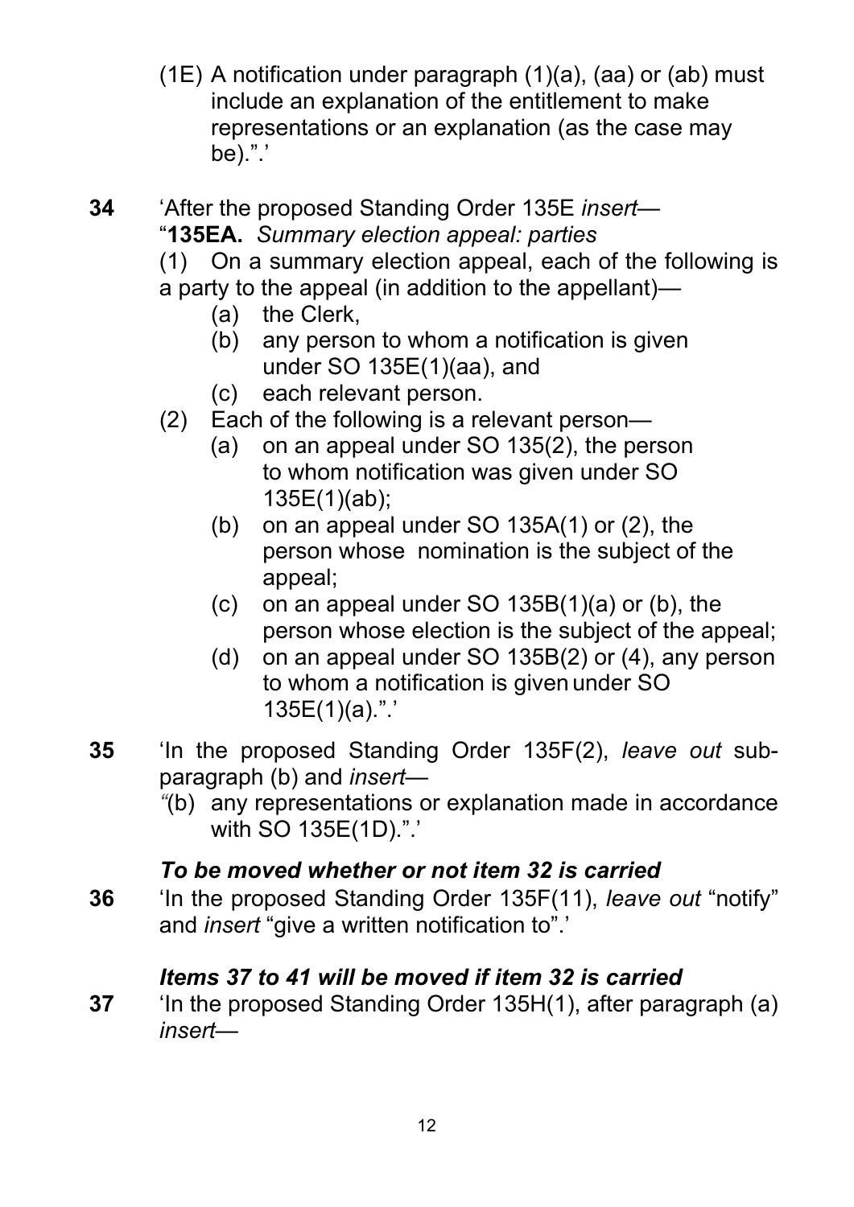(1E) A notification under paragraph (1)(a), (aa) or (ab) must include an explanation of the entitlement to make representations or an explanation (as the case may be).".'

**34** 'After the proposed Standing Order 135E *insert*—
"**135EA.** *Summary election appeal: parties*

(1) On a summary election appeal, each of the following is a party to the appeal (in addition to the appellant)—

(a) the Clerk,

(b) any person to whom a notification is given under SO 135E(1)(aa), and

(c) each relevant person.

(2) Each of the following is a relevant person—

(a) on an appeal under SO 135(2), the person to whom notification was given under SO 135E(1)(ab);

(b) on an appeal under SO 135A(1) or (2), the person whose nomination is the subject of the appeal;

(c) on an appeal under SO 135B(1)(a) or (b), the person whose election is the subject of the appeal;

(d) on an appeal under SO 135B(2) or (4), any person to whom a notification is given under SO 135E(1)(a).".'

**35** 'In the proposed Standing Order 135F(2), *leave out* sub-paragraph (b) and *insert*—

"(b) any representations or explanation made in accordance with SO 135E(1D).".'

***To be moved whether or not item 32 is carried***

**36** 'In the proposed Standing Order 135F(11), *leave out* "notify" and *insert* "give a written notification to".'

***Items 37 to 41 will be moved if item 32 is carried***

**37** 'In the proposed Standing Order 135H(1), after paragraph (a) *insert*—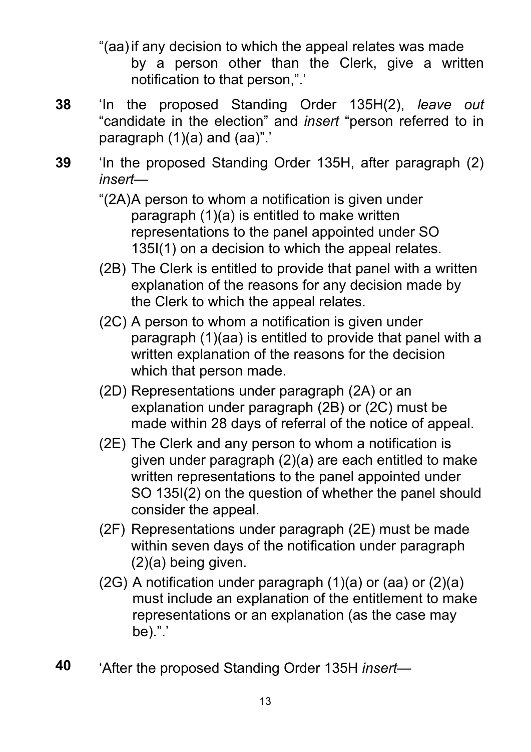"(aa) if any decision to which the appeal relates was made by a person other than the Clerk, give a written notification to that person,".'

**38** 'In the proposed Standing Order 135H(2), *leave out* "candidate in the election" and *insert* "person referred to in paragraph (1)(a) and (aa)".'

**39** 'In the proposed Standing Order 135H, after paragraph (2) *insert*—

"(2A) A person to whom a notification is given under paragraph (1)(a) is entitled to make written representations to the panel appointed under SO 135I(1) on a decision to which the appeal relates.

(2B) The Clerk is entitled to provide that panel with a written explanation of the reasons for any decision made by the Clerk to which the appeal relates.

(2C) A person to whom a notification is given under paragraph (1)(aa) is entitled to provide that panel with a written explanation of the reasons for the decision which that person made.

(2D) Representations under paragraph (2A) or an explanation under paragraph (2B) or (2C) must be made within 28 days of referral of the notice of appeal.

(2E) The Clerk and any person to whom a notification is given under paragraph (2)(a) are each entitled to make written representations to the panel appointed under SO 135I(2) on the question of whether the panel should consider the appeal.

(2F) Representations under paragraph (2E) must be made within seven days of the notification under paragraph (2)(a) being given.

(2G) A notification under paragraph (1)(a) or (aa) or (2)(a) must include an explanation of the entitlement to make representations or an explanation (as the case may be).".'

**40** 'After the proposed Standing Order 135H *insert*—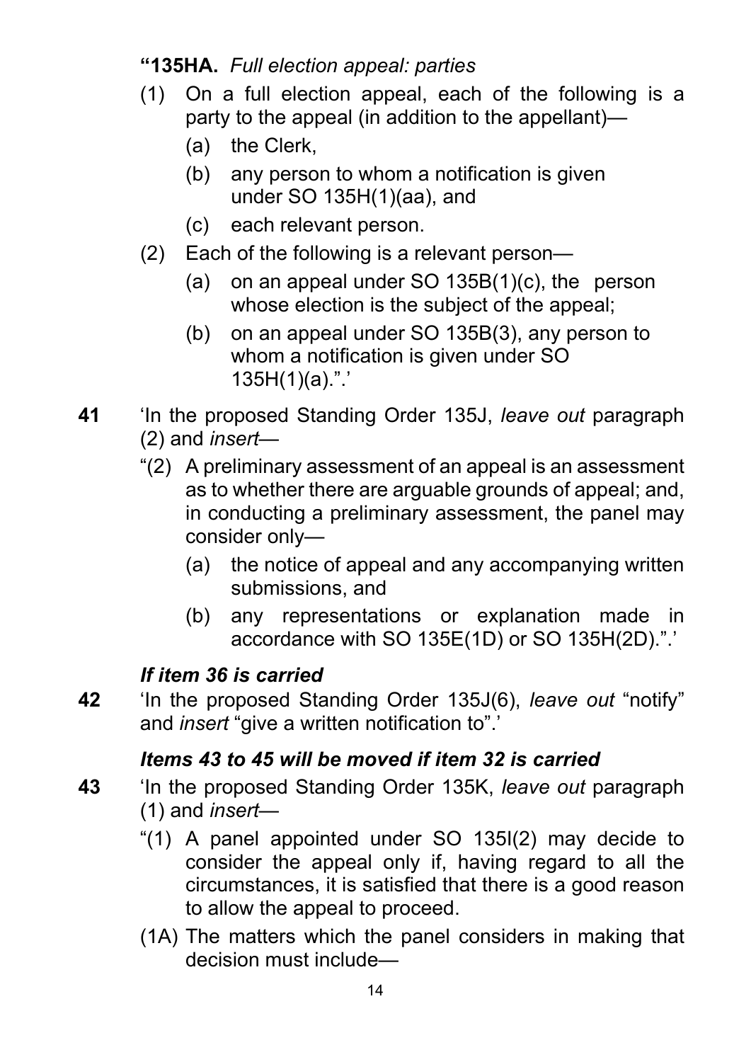**"135HA.** *Full election appeal: parties*

(1) On a full election appeal, each of the following is a party to the appeal (in addition to the appellant)—

(a) the Clerk,

(b) any person to whom a notification is given under SO 135H(1)(aa), and

(c) each relevant person.

(2) Each of the following is a relevant person—

(a) on an appeal under SO 135B(1)(c), the person whose election is the subject of the appeal;

(b) on an appeal under SO 135B(3), any person to whom a notification is given under SO 135H(1)(a).".'

**41** 'In the proposed Standing Order 135J, *leave out* paragraph (2) and *insert*—

"(2) A preliminary assessment of an appeal is an assessment as to whether there are arguable grounds of appeal; and, in conducting a preliminary assessment, the panel may consider only—

(a) the notice of appeal and any accompanying written submissions, and

(b) any representations or explanation made in accordance with SO 135E(1D) or SO 135H(2D).".'

***If item 36 is carried***

**42** 'In the proposed Standing Order 135J(6), *leave out* "notify" and *insert* "give a written notification to".'

***Items 43 to 45 will be moved if item 32 is carried***

**43** 'In the proposed Standing Order 135K, *leave out* paragraph (1) and *insert*—

"(1) A panel appointed under SO 135I(2) may decide to consider the appeal only if, having regard to all the circumstances, it is satisfied that there is a good reason to allow the appeal to proceed.

(1A) The matters which the panel considers in making that decision must include—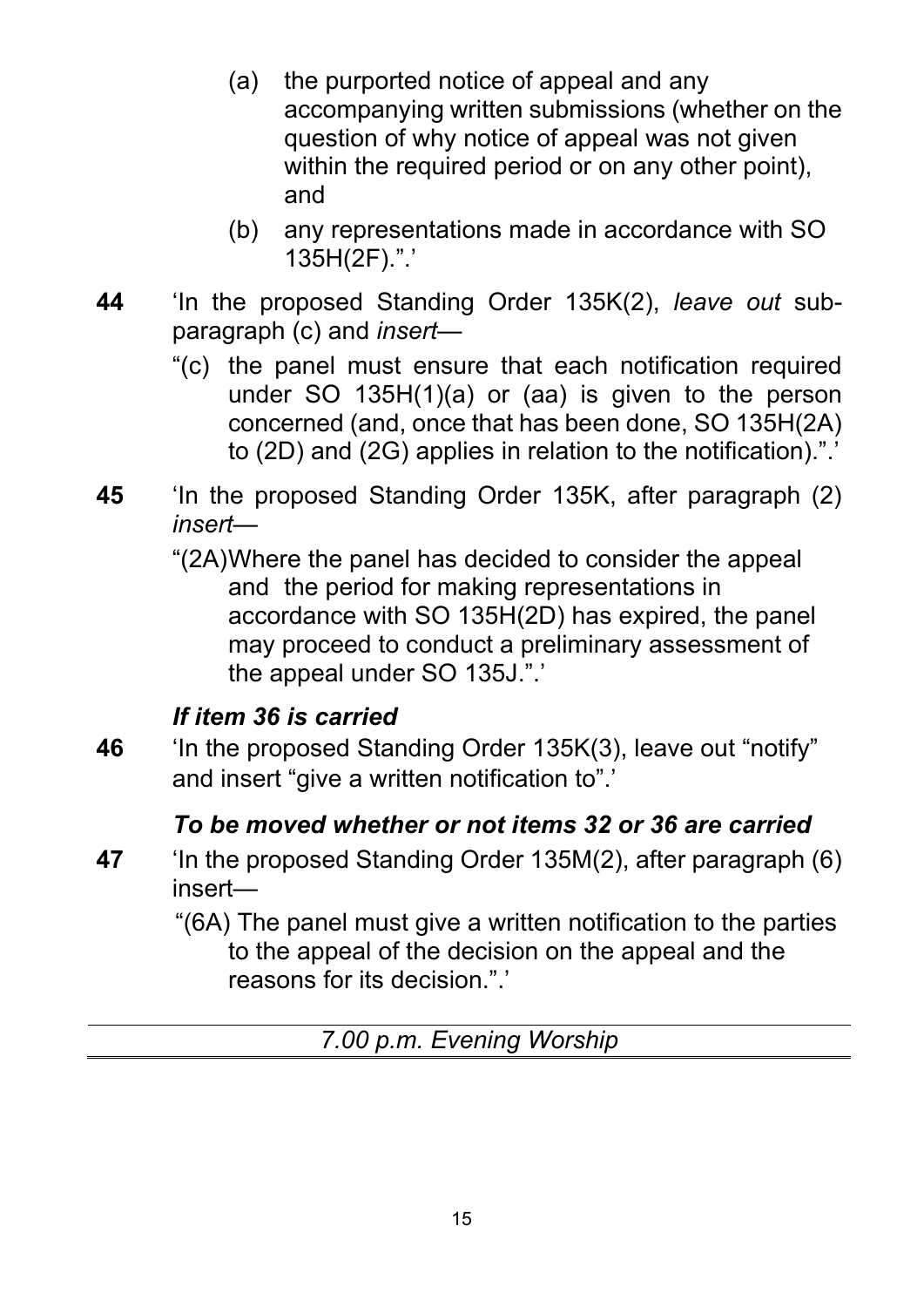(a) the purported notice of appeal and any accompanying written submissions (whether on the question of why notice of appeal was not given within the required period or on any other point), and

(b) any representations made in accordance with SO 135H(2F).".'

**44** 'In the proposed Standing Order 135K(2), *leave out* sub-paragraph (c) and *insert*—

"(c) the panel must ensure that each notification required under SO 135H(1)(a) or (aa) is given to the person concerned (and, once that has been done, SO 135H(2A) to (2D) and (2G) applies in relation to the notification).".'

**45** 'In the proposed Standing Order 135K, after paragraph (2) *insert*—

"(2A)Where the panel has decided to consider the appeal and the period for making representations in accordance with SO 135H(2D) has expired, the panel may proceed to conduct a preliminary assessment of the appeal under SO 135J.".'

***If item 36 is carried***

**46** 'In the proposed Standing Order 135K(3), leave out "notify" and insert "give a written notification to".'

***To be moved whether or not items 32 or 36 are carried***

**47** 'In the proposed Standing Order 135M(2), after paragraph (6) insert—

"(6A) The panel must give a written notification to the parties to the appeal of the decision on the appeal and the reasons for its decision.".'

---

*7.00 p.m. Evening Worship*